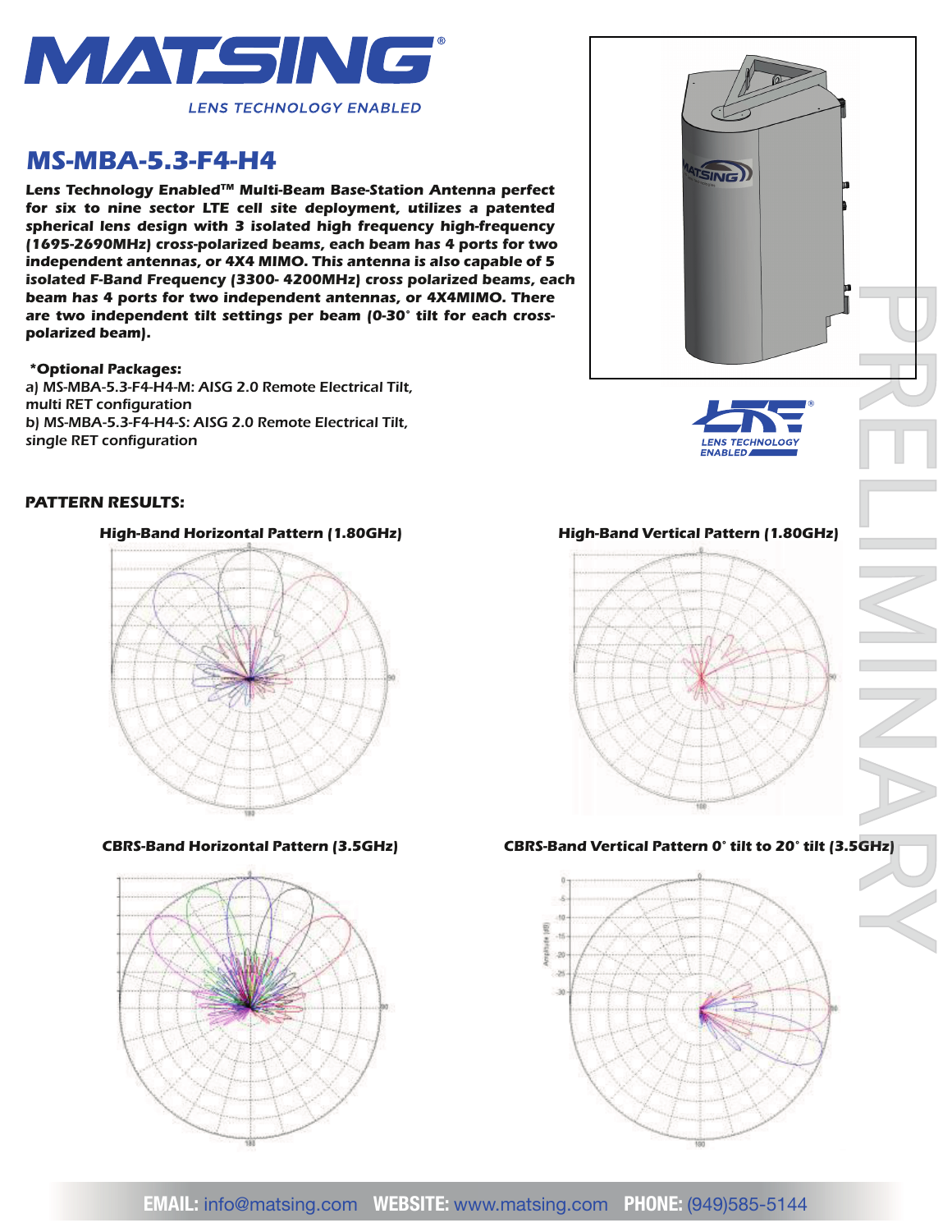# MATSING

LENS TECHNOLOGY ENABLED

## MS-MBA-5.3-F4-H4

**Lens Technology Enabled™ Multi-Beam Base-Station Antenna perfect for six to nine sector LTE cell site deployment, utilizes a patented spherical lens design with 3 isolated high frequency high-frequency (1695-2690MHz) cross-polarized beams, each beam has 4 ports for two independent antennas, or 4X4 MIMO. This antenna is also capable of 5 isolated F-Band Frequency (3300- 4200MHz) cross polarized beams, each beam has 4 ports for two independent antennas, or 4X4MIMO. There are two independent tilt settings per beam (0-30° tilt for each cross-polarized beam).**

**\*Optional Packages:**

a) MS-MBA-5.3-F4-H4-M: AISG 2.0 Remote Electrical Tilt, multi RET configuration

b) MS-MBA-5.3-F4-H4-S: AISG 2.0 Remote Electrical Tilt, single RET configuration

PRELIMINARY

### PATTERN RESULTS:

**High-Band Horizontal Pattern (1.80GHz)**

**High-Band Vertical Pattern (1.80GHz)**

**CBRS-Band Horizontal Pattern (3.5GHz)**

**CBRS-Band Vertical Pattern 0° tilt to 20° tilt (3.5GHz)**

**EMAIL:** info@matsing.com **WEBSITE:** www.matsing.com **PHONE:** (949)585-5144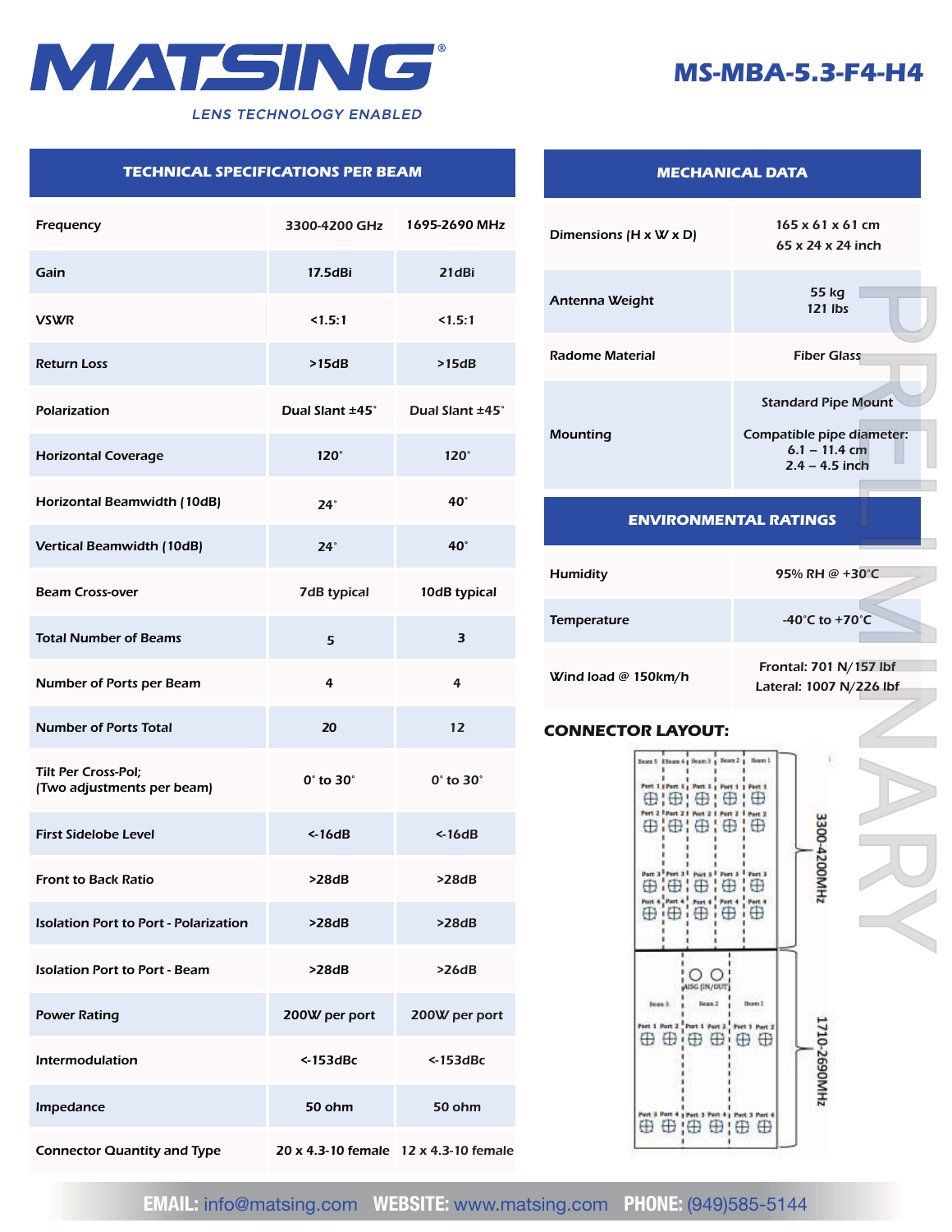# MATSING®

LENS TECHNOLOGY ENABLED

## MS-MBA-5.3-F4-H4

### TECHNICAL SPECIFICATIONS PER BEAM

| | | |
|---|---|---|
| Frequency | 3300-4200 GHz | 1695-2690 MHz |
| Gain | 17.5dBi | 21dBi |
| VSWR | <1.5:1 | <1.5:1 |
| Return Loss | >15dB | >15dB |
| Polarization | Dual Slant ±45˚ | Dual Slant ±45˚ |
| Horizontal Coverage | 120˚ | 120˚ |
| Horizontal Beamwidth (10dB) | 24˚ | 40˚ |
| Vertical Beamwidth (10dB) | 24˚ | 40˚ |
| Beam Cross-over | 7dB typical | 10dB typical |
| Total Number of Beams | 5 | 3 |
| Number of Ports per Beam | 4 | 4 |
| Number of Ports Total | 20 | 12 |
| Tilt Per Cross-Pol; (Two adjustments per beam) | 0˚ to 30˚ | 0˚ to 30˚ |
| First Sidelobe Level | <-16dB | <-16dB |
| Front to Back Ratio | >28dB | >28dB |
| Isolation Port to Port - Polarization | >28dB | >28dB |
| Isolation Port to Port - Beam | >28dB | >26dB |
| Power Rating | 200W per port | 200W per port |
| Intermodulation | <-153dBc | <-153dBc |
| Impedance | 50 ohm | 50 ohm |
| Connector Quantity and Type | 20 x 4.3-10 female | 12 x 4.3-10 female |

### MECHANICAL DATA

| | |
|---|---|
| Dimensions (H x W x D) | 165 x 61 x 61 cm<br>65 x 24 x 24 inch |
| Antenna Weight | 55 kg<br>121 lbs |
| Radome Material | Fiber Glass |
| Mounting | Standard Pipe Mount<br>Compatible pipe diameter:<br>6.1 – 11.4 cm<br>2.4 – 4.5 inch |

### ENVIRONMENTAL RATINGS

| | |
|---|---|
| Humidity | 95% RH @ +30°C |
| Temperature | -40°C to +70°C |
| Wind load @ 150km/h | Frontal: 701 N/157 lbf<br>Lateral: 1007 N/226 lbf |

### CONNECTOR LAYOUT:

Beam 5 | Beam 4 | Beam 3 | Beam 2 | Beam 1

Port 1, Port 2, Port 3, Port 4

3300-4200MHz

AISG (IN/OUT)

Beam 3 | Beam 2 | Beam 1

Port 1, Port 2, Port 3, Port 4

1710-2690MHz

PRELIMINARY

**EMAIL:** info@matsing.com **WEBSITE:** www.matsing.com **PHONE:** (949)585-5144